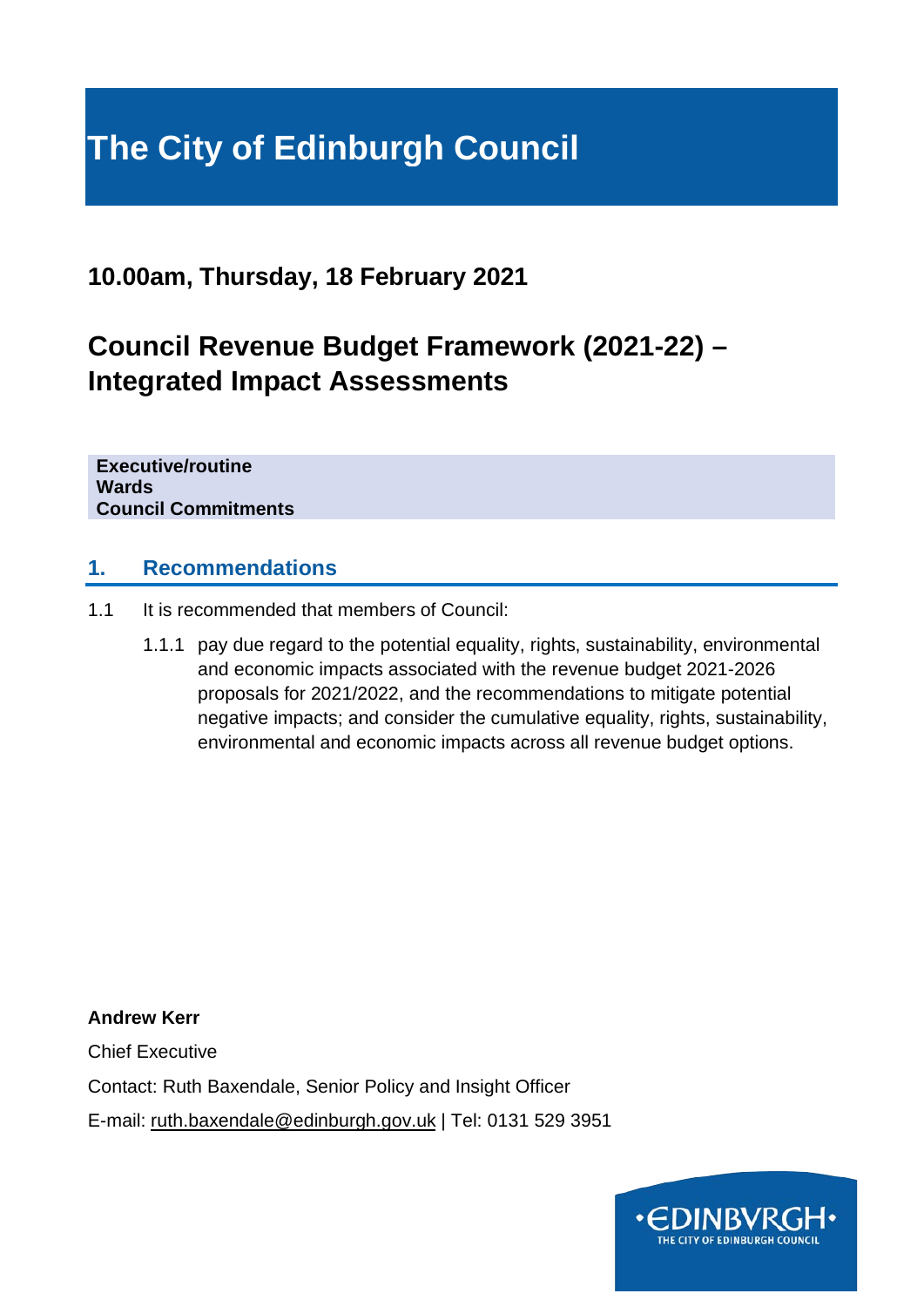# The City of Edinburgh Council

## 10.00am, Thursday, 18 February 2021

## Council Revenue Budget Framework (2021-22) – Integrated Impact Assessments

**Executive/routine**
**Wards**
**Council Commitments**

### 1. Recommendations

1.1 It is recommended that members of Council:

1.1.1 pay due regard to the potential equality, rights, sustainability, environmental and economic impacts associated with the revenue budget 2021-2026 proposals for 2021/2022, and the recommendations to mitigate potential negative impacts; and consider the cumulative equality, rights, sustainability, environmental and economic impacts across all revenue budget options.

**Andrew Kerr**

Chief Executive

Contact: Ruth Baxendale, Senior Policy and Insight Officer

E-mail: ruth.baxendale@edinburgh.gov.uk | Tel: 0131 529 3951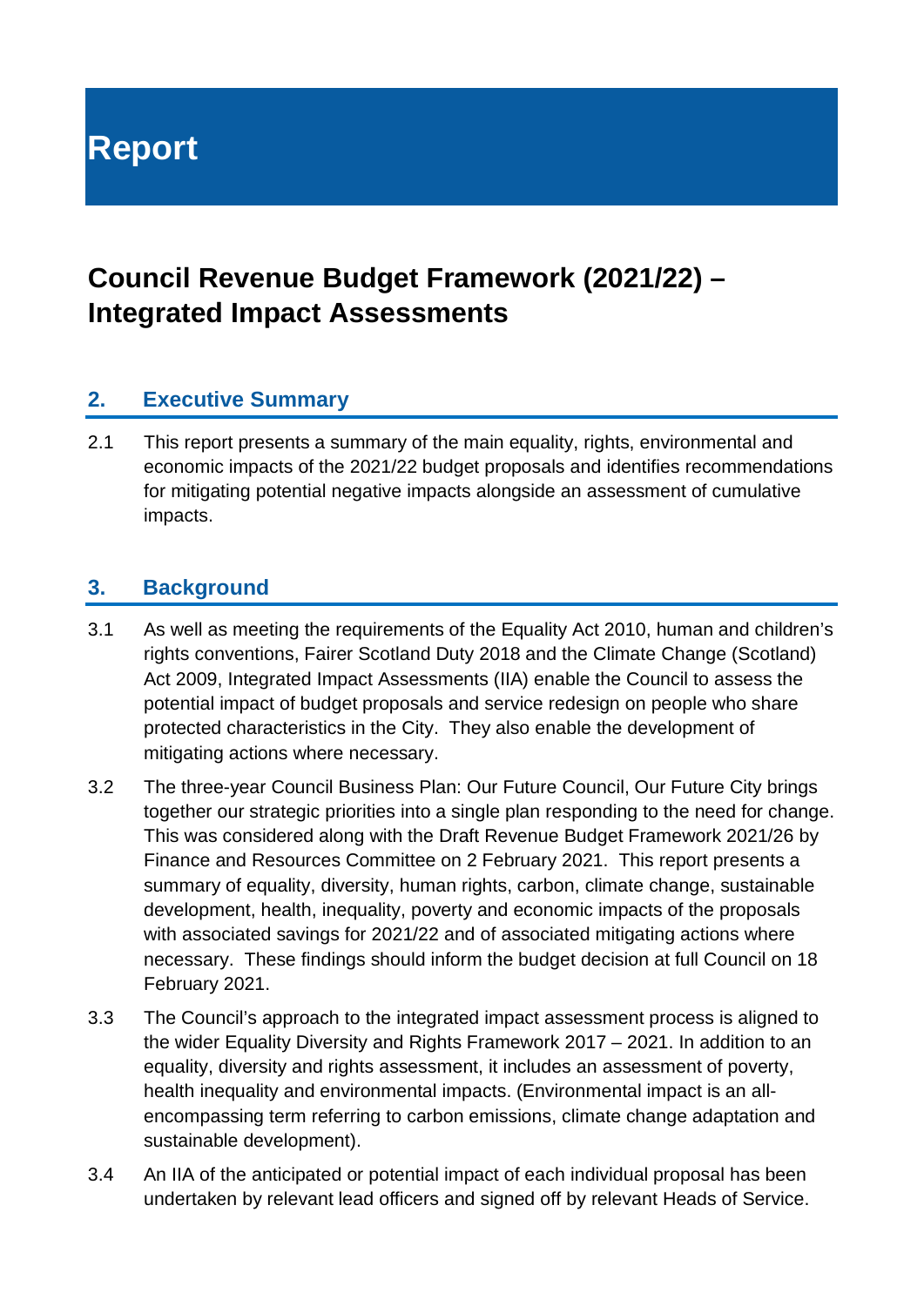# Report

## Council Revenue Budget Framework (2021/22) – Integrated Impact Assessments

### 2. Executive Summary

2.1 This report presents a summary of the main equality, rights, environmental and economic impacts of the 2021/22 budget proposals and identifies recommendations for mitigating potential negative impacts alongside an assessment of cumulative impacts.

### 3. Background

3.1 As well as meeting the requirements of the Equality Act 2010, human and children's rights conventions, Fairer Scotland Duty 2018 and the Climate Change (Scotland) Act 2009, Integrated Impact Assessments (IIA) enable the Council to assess the potential impact of budget proposals and service redesign on people who share protected characteristics in the City. They also enable the development of mitigating actions where necessary.

3.2 The three-year Council Business Plan: Our Future Council, Our Future City brings together our strategic priorities into a single plan responding to the need for change. This was considered along with the Draft Revenue Budget Framework 2021/26 by Finance and Resources Committee on 2 February 2021. This report presents a summary of equality, diversity, human rights, carbon, climate change, sustainable development, health, inequality, poverty and economic impacts of the proposals with associated savings for 2021/22 and of associated mitigating actions where necessary. These findings should inform the budget decision at full Council on 18 February 2021.

3.3 The Council's approach to the integrated impact assessment process is aligned to the wider Equality Diversity and Rights Framework 2017 – 2021. In addition to an equality, diversity and rights assessment, it includes an assessment of poverty, health inequality and environmental impacts. (Environmental impact is an all-encompassing term referring to carbon emissions, climate change adaptation and sustainable development).

3.4 An IIA of the anticipated or potential impact of each individual proposal has been undertaken by relevant lead officers and signed off by relevant Heads of Service.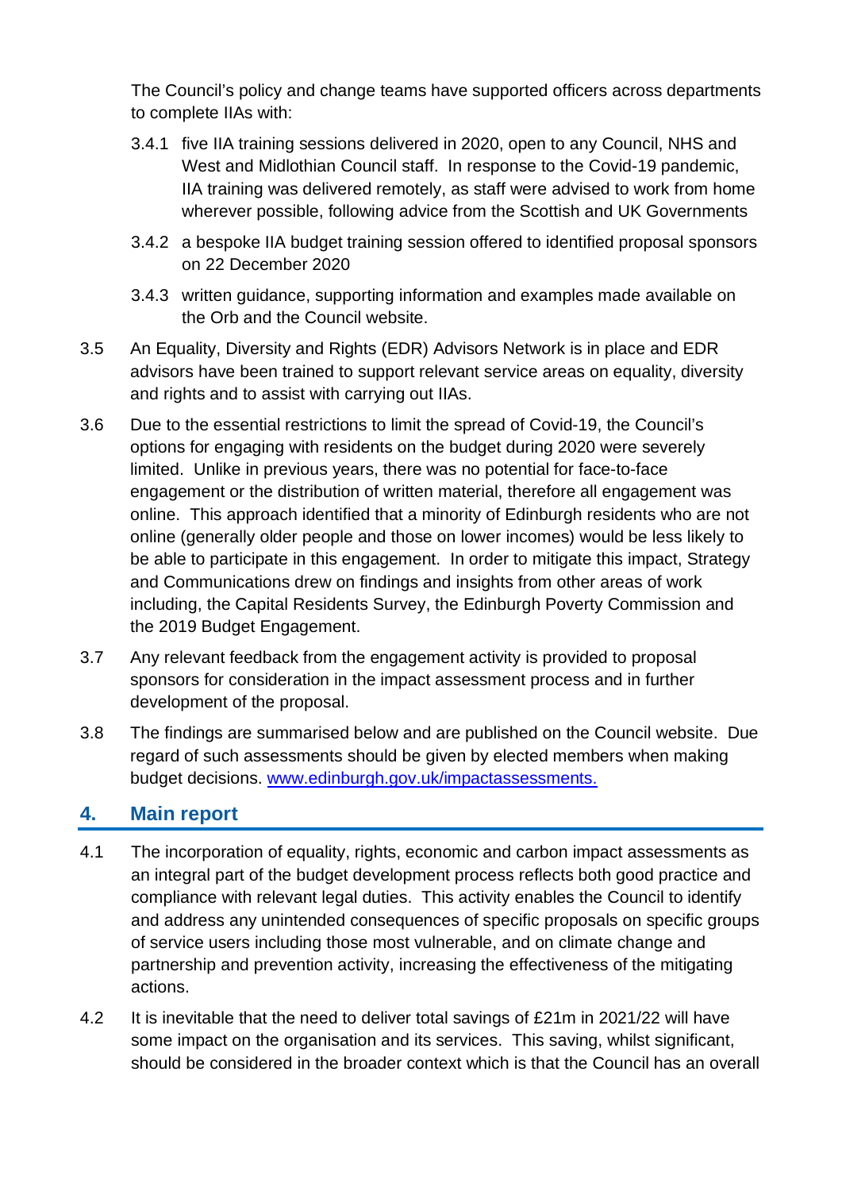The Council's policy and change teams have supported officers across departments to complete IIAs with:

3.4.1 five IIA training sessions delivered in 2020, open to any Council, NHS and West and Midlothian Council staff. In response to the Covid-19 pandemic, IIA training was delivered remotely, as staff were advised to work from home wherever possible, following advice from the Scottish and UK Governments

3.4.2 a bespoke IIA budget training session offered to identified proposal sponsors on 22 December 2020

3.4.3 written guidance, supporting information and examples made available on the Orb and the Council website.

3.5 An Equality, Diversity and Rights (EDR) Advisors Network is in place and EDR advisors have been trained to support relevant service areas on equality, diversity and rights and to assist with carrying out IIAs.

3.6 Due to the essential restrictions to limit the spread of Covid-19, the Council's options for engaging with residents on the budget during 2020 were severely limited. Unlike in previous years, there was no potential for face-to-face engagement or the distribution of written material, therefore all engagement was online. This approach identified that a minority of Edinburgh residents who are not online (generally older people and those on lower incomes) would be less likely to be able to participate in this engagement. In order to mitigate this impact, Strategy and Communications drew on findings and insights from other areas of work including, the Capital Residents Survey, the Edinburgh Poverty Commission and the 2019 Budget Engagement.

3.7 Any relevant feedback from the engagement activity is provided to proposal sponsors for consideration in the impact assessment process and in further development of the proposal.

3.8 The findings are summarised below and are published on the Council website. Due regard of such assessments should be given by elected members when making budget decisions. [www.edinburgh.gov.uk/impactassessments.](www.edinburgh.gov.uk/impactassessments)

## 4. Main report

4.1 The incorporation of equality, rights, economic and carbon impact assessments as an integral part of the budget development process reflects both good practice and compliance with relevant legal duties. This activity enables the Council to identify and address any unintended consequences of specific proposals on specific groups of service users including those most vulnerable, and on climate change and partnership and prevention activity, increasing the effectiveness of the mitigating actions.

4.2 It is inevitable that the need to deliver total savings of £21m in 2021/22 will have some impact on the organisation and its services. This saving, whilst significant, should be considered in the broader context which is that the Council has an overall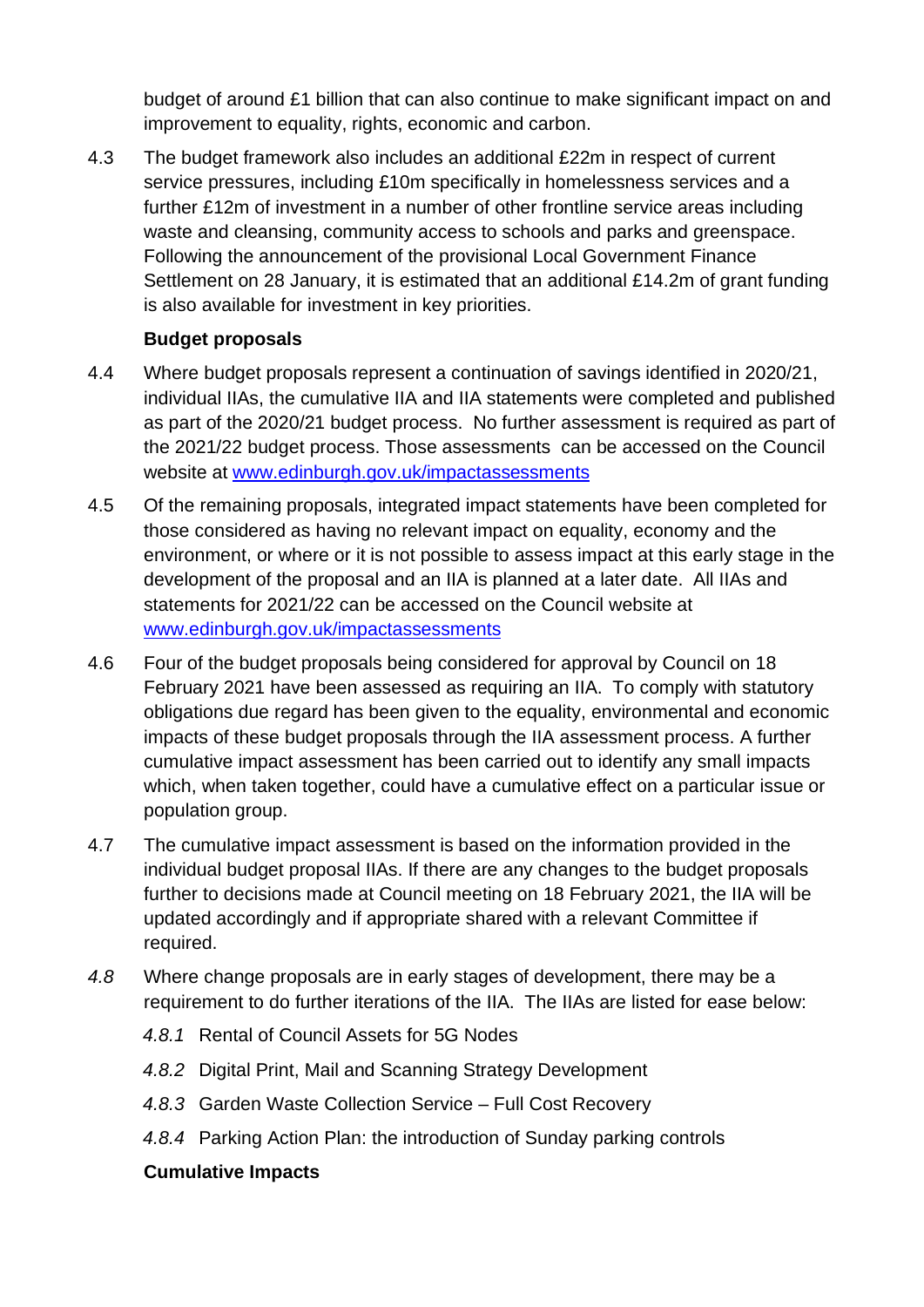budget of around £1 billion that can also continue to make significant impact on and improvement to equality, rights, economic and carbon.

4.3 The budget framework also includes an additional £22m in respect of current service pressures, including £10m specifically in homelessness services and a further £12m of investment in a number of other frontline service areas including waste and cleansing, community access to schools and parks and greenspace. Following the announcement of the provisional Local Government Finance Settlement on 28 January, it is estimated that an additional £14.2m of grant funding is also available for investment in key priorities.

**Budget proposals**

4.4 Where budget proposals represent a continuation of savings identified in 2020/21, individual IIAs, the cumulative IIA and IIA statements were completed and published as part of the 2020/21 budget process. No further assessment is required as part of the 2021/22 budget process. Those assessments can be accessed on the Council website at [www.edinburgh.gov.uk/impactassessments](http://www.edinburgh.gov.uk/impactassessments)

4.5 Of the remaining proposals, integrated impact statements have been completed for those considered as having no relevant impact on equality, economy and the environment, or where or it is not possible to assess impact at this early stage in the development of the proposal and an IIA is planned at a later date. All IIAs and statements for 2021/22 can be accessed on the Council website at [www.edinburgh.gov.uk/impactassessments](http://www.edinburgh.gov.uk/impactassessments)

4.6 Four of the budget proposals being considered for approval by Council on 18 February 2021 have been assessed as requiring an IIA. To comply with statutory obligations due regard has been given to the equality, environmental and economic impacts of these budget proposals through the IIA assessment process. A further cumulative impact assessment has been carried out to identify any small impacts which, when taken together, could have a cumulative effect on a particular issue or population group.

4.7 The cumulative impact assessment is based on the information provided in the individual budget proposal IIAs. If there are any changes to the budget proposals further to decisions made at Council meeting on 18 February 2021, the IIA will be updated accordingly and if appropriate shared with a relevant Committee if required.

*4.8* Where change proposals are in early stages of development, there may be a requirement to do further iterations of the IIA. The IIAs are listed for ease below:

*4.8.1* Rental of Council Assets for 5G Nodes

*4.8.2* Digital Print, Mail and Scanning Strategy Development

*4.8.3* Garden Waste Collection Service – Full Cost Recovery

*4.8.4* Parking Action Plan: the introduction of Sunday parking controls

**Cumulative Impacts**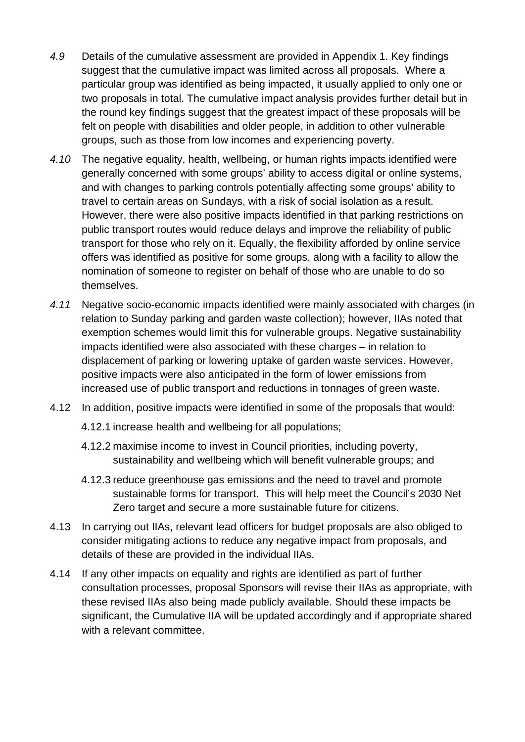*4.9* Details of the cumulative assessment are provided in Appendix 1. Key findings suggest that the cumulative impact was limited across all proposals. Where a particular group was identified as being impacted, it usually applied to only one or two proposals in total. The cumulative impact analysis provides further detail but in the round key findings suggest that the greatest impact of these proposals will be felt on people with disabilities and older people, in addition to other vulnerable groups, such as those from low incomes and experiencing poverty.

*4.10* The negative equality, health, wellbeing, or human rights impacts identified were generally concerned with some groups' ability to access digital or online systems, and with changes to parking controls potentially affecting some groups' ability to travel to certain areas on Sundays, with a risk of social isolation as a result. However, there were also positive impacts identified in that parking restrictions on public transport routes would reduce delays and improve the reliability of public transport for those who rely on it. Equally, the flexibility afforded by online service offers was identified as positive for some groups, along with a facility to allow the nomination of someone to register on behalf of those who are unable to do so themselves.

*4.11* Negative socio-economic impacts identified were mainly associated with charges (in relation to Sunday parking and garden waste collection); however, IIAs noted that exemption schemes would limit this for vulnerable groups. Negative sustainability impacts identified were also associated with these charges – in relation to displacement of parking or lowering uptake of garden waste services. However, positive impacts were also anticipated in the form of lower emissions from increased use of public transport and reductions in tonnages of green waste.

4.12 In addition, positive impacts were identified in some of the proposals that would:

4.12.1 increase health and wellbeing for all populations;

4.12.2 maximise income to invest in Council priorities, including poverty, sustainability and wellbeing which will benefit vulnerable groups; and

4.12.3 reduce greenhouse gas emissions and the need to travel and promote sustainable forms for transport. This will help meet the Council's 2030 Net Zero target and secure a more sustainable future for citizens.

4.13 In carrying out IIAs, relevant lead officers for budget proposals are also obliged to consider mitigating actions to reduce any negative impact from proposals, and details of these are provided in the individual IIAs.

4.14 If any other impacts on equality and rights are identified as part of further consultation processes, proposal Sponsors will revise their IIAs as appropriate, with these revised IIAs also being made publicly available. Should these impacts be significant, the Cumulative IIA will be updated accordingly and if appropriate shared with a relevant committee.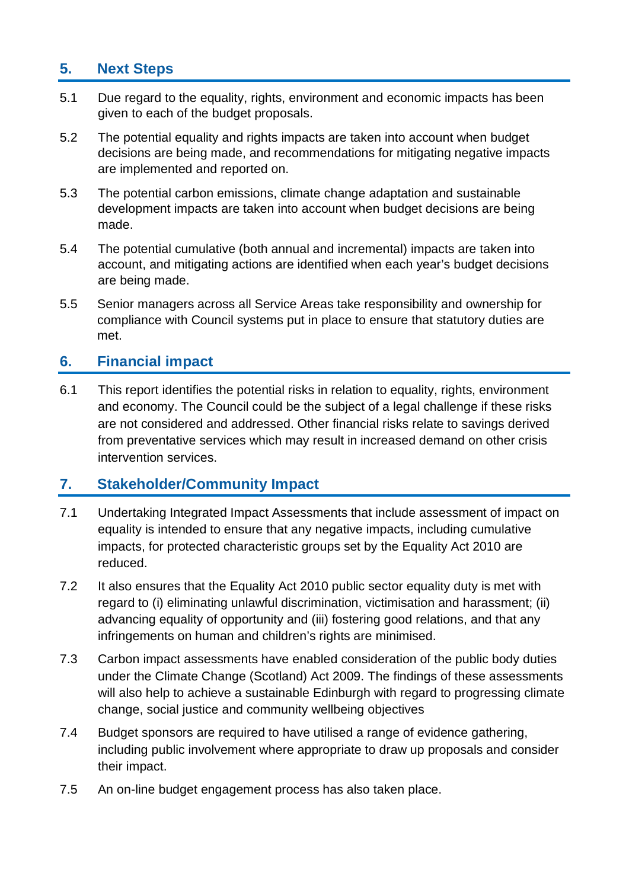## 5. Next Steps

5.1 Due regard to the equality, rights, environment and economic impacts has been given to each of the budget proposals.

5.2 The potential equality and rights impacts are taken into account when budget decisions are being made, and recommendations for mitigating negative impacts are implemented and reported on.

5.3 The potential carbon emissions, climate change adaptation and sustainable development impacts are taken into account when budget decisions are being made.

5.4 The potential cumulative (both annual and incremental) impacts are taken into account, and mitigating actions are identified when each year's budget decisions are being made.

5.5 Senior managers across all Service Areas take responsibility and ownership for compliance with Council systems put in place to ensure that statutory duties are met.

## 6. Financial impact

6.1 This report identifies the potential risks in relation to equality, rights, environment and economy. The Council could be the subject of a legal challenge if these risks are not considered and addressed. Other financial risks relate to savings derived from preventative services which may result in increased demand on other crisis intervention services.

## 7. Stakeholder/Community Impact

7.1 Undertaking Integrated Impact Assessments that include assessment of impact on equality is intended to ensure that any negative impacts, including cumulative impacts, for protected characteristic groups set by the Equality Act 2010 are reduced.

7.2 It also ensures that the Equality Act 2010 public sector equality duty is met with regard to (i) eliminating unlawful discrimination, victimisation and harassment; (ii) advancing equality of opportunity and (iii) fostering good relations, and that any infringements on human and children's rights are minimised.

7.3 Carbon impact assessments have enabled consideration of the public body duties under the Climate Change (Scotland) Act 2009. The findings of these assessments will also help to achieve a sustainable Edinburgh with regard to progressing climate change, social justice and community wellbeing objectives

7.4 Budget sponsors are required to have utilised a range of evidence gathering, including public involvement where appropriate to draw up proposals and consider their impact.

7.5 An on-line budget engagement process has also taken place.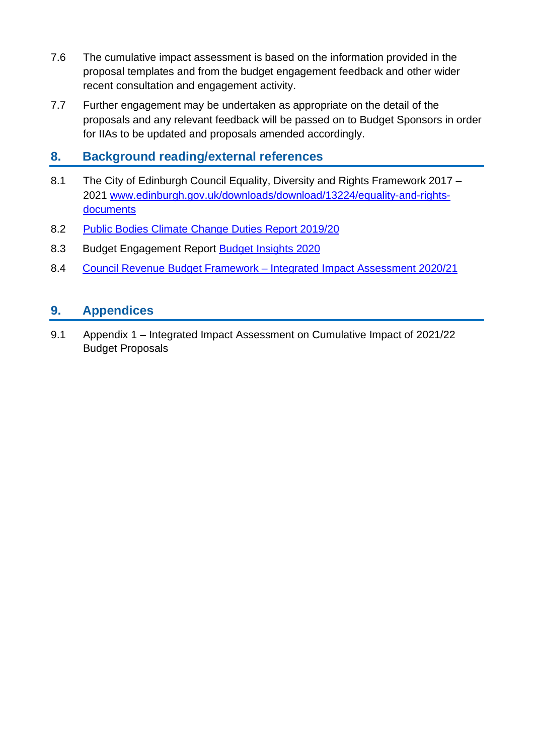7.6 The cumulative impact assessment is based on the information provided in the proposal templates and from the budget engagement feedback and other wider recent consultation and engagement activity.

7.7 Further engagement may be undertaken as appropriate on the detail of the proposals and any relevant feedback will be passed on to Budget Sponsors in order for IIAs to be updated and proposals amended accordingly.

## 8. Background reading/external references

8.1 The City of Edinburgh Council Equality, Diversity and Rights Framework 2017 – 2021 [www.edinburgh.gov.uk/downloads/download/13224/equality-and-rights-documents](www.edinburgh.gov.uk/downloads/download/13224/equality-and-rights-documents)

8.2 Public Bodies Climate Change Duties Report 2019/20

8.3 Budget Engagement Report Budget Insights 2020

8.4 Council Revenue Budget Framework – Integrated Impact Assessment 2020/21

## 9. Appendices

9.1 Appendix 1 – Integrated Impact Assessment on Cumulative Impact of 2021/22 Budget Proposals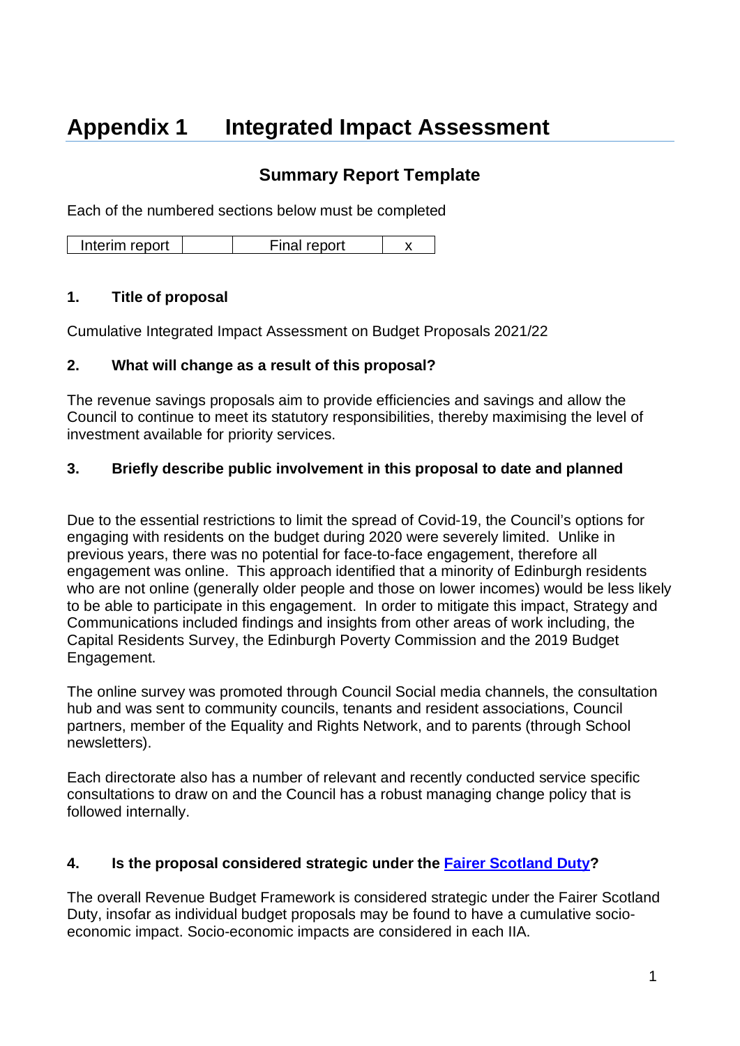# Appendix 1 Integrated Impact Assessment

## Summary Report Template

Each of the numbered sections below must be completed

| Interim report | | Final report | x |
|---|---|---|---|

### 1. Title of proposal

Cumulative Integrated Impact Assessment on Budget Proposals 2021/22

### 2. What will change as a result of this proposal?

The revenue savings proposals aim to provide efficiencies and savings and allow the Council to continue to meet its statutory responsibilities, thereby maximising the level of investment available for priority services.

### 3. Briefly describe public involvement in this proposal to date and planned

Due to the essential restrictions to limit the spread of Covid-19, the Council's options for engaging with residents on the budget during 2020 were severely limited. Unlike in previous years, there was no potential for face-to-face engagement, therefore all engagement was online. This approach identified that a minority of Edinburgh residents who are not online (generally older people and those on lower incomes) would be less likely to be able to participate in this engagement. In order to mitigate this impact, Strategy and Communications included findings and insights from other areas of work including, the Capital Residents Survey, the Edinburgh Poverty Commission and the 2019 Budget Engagement.

The online survey was promoted through Council Social media channels, the consultation hub and was sent to community councils, tenants and resident associations, Council partners, member of the Equality and Rights Network, and to parents (through School newsletters).

Each directorate also has a number of relevant and recently conducted service specific consultations to draw on and the Council has a robust managing change policy that is followed internally.

### 4. Is the proposal considered strategic under the Fairer Scotland Duty?

The overall Revenue Budget Framework is considered strategic under the Fairer Scotland Duty, insofar as individual budget proposals may be found to have a cumulative socio-economic impact. Socio-economic impacts are considered in each IIA.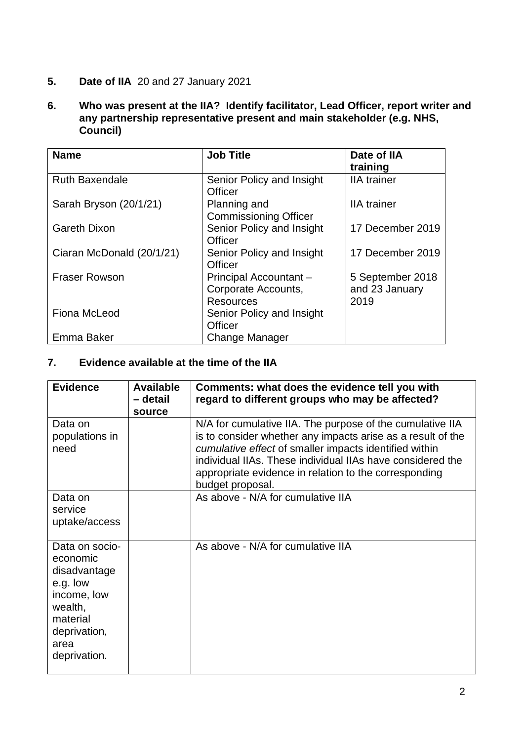**5. Date of IIA** 20 and 27 January 2021

**6. Who was present at the IIA? Identify facilitator, Lead Officer, report writer and any partnership representative present and main stakeholder (e.g. NHS, Council)**

| Name | Job Title | Date of IIA training |
|---|---|---|
| Ruth Baxendale | Senior Policy and Insight Officer | IIA trainer |
| Sarah Bryson (20/1/21) | Planning and Commissioning Officer | IIA trainer |
| Gareth Dixon | Senior Policy and Insight Officer | 17 December 2019 |
| Ciaran McDonald (20/1/21) | Senior Policy and Insight Officer | 17 December 2019 |
| Fraser Rowson | Principal Accountant – Corporate Accounts, Resources | 5 September 2018 and 23 January 2019 |
| Fiona McLeod | Senior Policy and Insight Officer | |
| Emma Baker | Change Manager | |

**7. Evidence available at the time of the IIA**

| Evidence | Available – detail source | Comments: what does the evidence tell you with regard to different groups who may be affected? |
|---|---|---|
| Data on populations in need | | N/A for cumulative IIA. The purpose of the cumulative IIA is to consider whether any impacts arise as a result of the *cumulative effect* of smaller impacts identified within individual IIAs. These individual IIAs have considered the appropriate evidence in relation to the corresponding budget proposal. |
| Data on service uptake/access | | As above - N/A for cumulative IIA |
| Data on socio-economic disadvantage e.g. low income, low wealth, material deprivation, area deprivation. | | As above - N/A for cumulative IIA |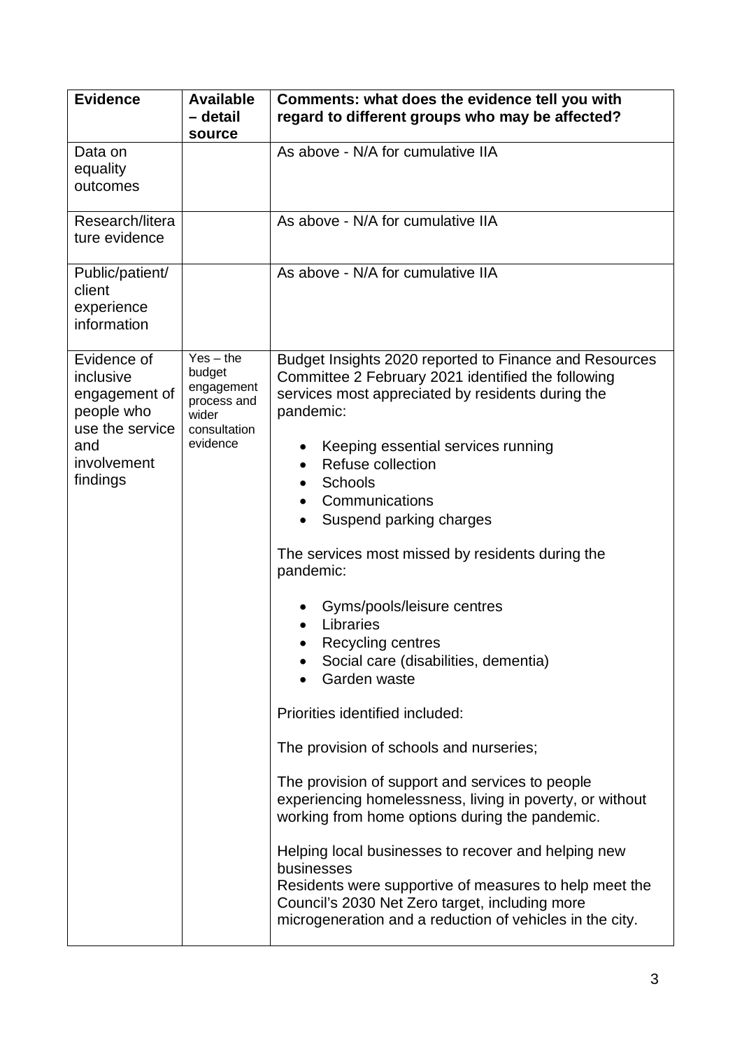| Evidence | Available – detail source | Comments: what does the evidence tell you with regard to different groups who may be affected? |
|---|---|---|
| Data on equality outcomes | | As above - N/A for cumulative IIA |
| Research/literature evidence | | As above - N/A for cumulative IIA |
| Public/patient/ client experience information | | As above - N/A for cumulative IIA |
| Evidence of inclusive engagement of people who use the service and involvement findings | Yes – the budget engagement process and wider consultation evidence | Budget Insights 2020 reported to Finance and Resources Committee 2 February 2021 identified the following services most appreciated by residents during the pandemic:<br><br>• Keeping essential services running<br>• Refuse collection<br>• Schools<br>• Communications<br>• Suspend parking charges<br><br>The services most missed by residents during the pandemic:<br><br>• Gyms/pools/leisure centres<br>• Libraries<br>• Recycling centres<br>• Social care (disabilities, dementia)<br>• Garden waste<br><br>Priorities identified included:<br><br>The provision of schools and nurseries;<br><br>The provision of support and services to people experiencing homelessness, living in poverty, or without working from home options during the pandemic.<br><br>Helping local businesses to recover and helping new businesses<br>Residents were supportive of measures to help meet the Council's 2030 Net Zero target, including more microgeneration and a reduction of vehicles in the city. |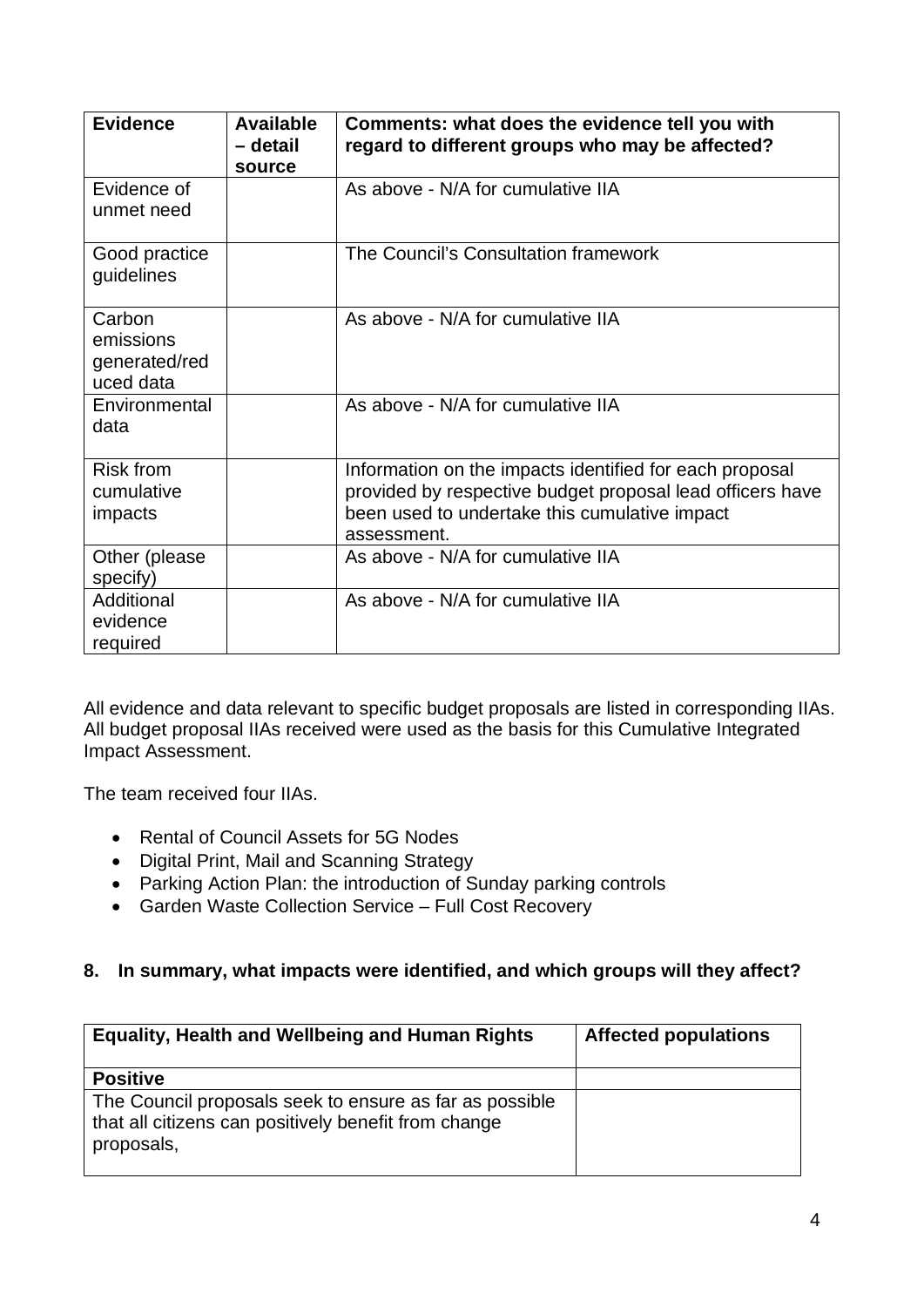| Evidence | Available – detail source | Comments: what does the evidence tell you with regard to different groups who may be affected? |
|---|---|---|
| Evidence of unmet need | | As above - N/A for cumulative IIA |
| Good practice guidelines | | The Council's Consultation framework |
| Carbon emissions generated/reduced data | | As above - N/A for cumulative IIA |
| Environmental data | | As above - N/A for cumulative IIA |
| Risk from cumulative impacts | | Information on the impacts identified for each proposal provided by respective budget proposal lead officers have been used to undertake this cumulative impact assessment. |
| Other (please specify) | | As above - N/A for cumulative IIA |
| Additional evidence required | | As above - N/A for cumulative IIA |

All evidence and data relevant to specific budget proposals are listed in corresponding IIAs. All budget proposal IIAs received were used as the basis for this Cumulative Integrated Impact Assessment.

The team received four IIAs.

- Rental of Council Assets for 5G Nodes
- Digital Print, Mail and Scanning Strategy
- Parking Action Plan: the introduction of Sunday parking controls
- Garden Waste Collection Service – Full Cost Recovery

## 8. In summary, what impacts were identified, and which groups will they affect?

| Equality, Health and Wellbeing and Human Rights | Affected populations |
|---|---|
| **Positive** | |
| The Council proposals seek to ensure as far as possible that all citizens can positively benefit from change proposals, | |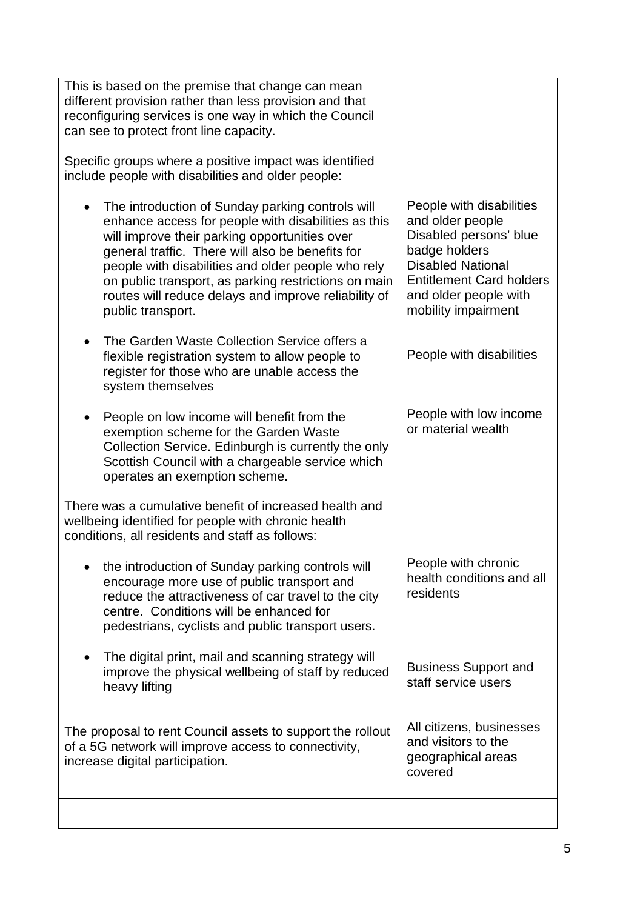| | |
|---|---|
| This is based on the premise that change can mean different provision rather than less provision and that reconfiguring services is one way in which the Council can see to protect front line capacity. | |
| Specific groups where a positive impact was identified include people with disabilities and older people: | |
| • The introduction of Sunday parking controls will enhance access for people with disabilities as this will improve their parking opportunities over general traffic. There will also be benefits for people with disabilities and older people who rely on public transport, as parking restrictions on main routes will reduce delays and improve reliability of public transport. | People with disabilities and older people Disabled persons' blue badge holders Disabled National Entitlement Card holders and older people with mobility impairment |
| • The Garden Waste Collection Service offers a flexible registration system to allow people to register for those who are unable access the system themselves | People with disabilities |
| • People on low income will benefit from the exemption scheme for the Garden Waste Collection Service. Edinburgh is currently the only Scottish Council with a chargeable service which operates an exemption scheme. | People with low income or material wealth |
| There was a cumulative benefit of increased health and wellbeing identified for people with chronic health conditions, all residents and staff as follows: | |
| • the introduction of Sunday parking controls will encourage more use of public transport and reduce the attractiveness of car travel to the city centre. Conditions will be enhanced for pedestrians, cyclists and public transport users. | People with chronic health conditions and all residents |
| • The digital print, mail and scanning strategy will improve the physical wellbeing of staff by reduced heavy lifting | Business Support and staff service users |
| The proposal to rent Council assets to support the rollout of a 5G network will improve access to connectivity, increase digital participation. | All citizens, businesses and visitors to the geographical areas covered |
| | |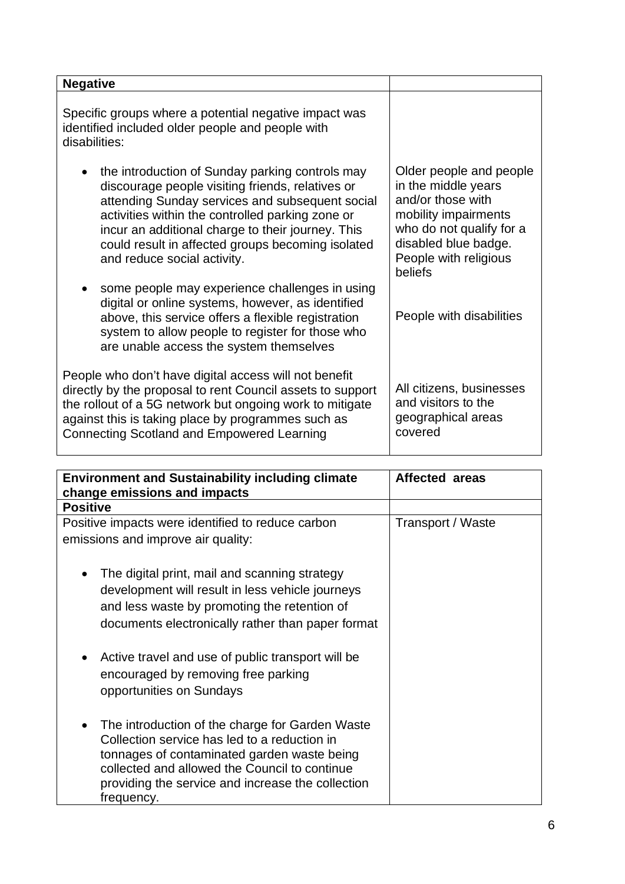| Negative | |
|---|---|
| Specific groups where a potential negative impact was identified included older people and people with disabilities: | |
| • the introduction of Sunday parking controls may discourage people visiting friends, relatives or attending Sunday services and subsequent social activities within the controlled parking zone or incur an additional charge to their journey. This could result in affected groups becoming isolated and reduce social activity. | Older people and people in the middle years and/or those with mobility impairments who do not qualify for a disabled blue badge. People with religious beliefs |
| • some people may experience challenges in using digital or online systems, however, as identified above, this service offers a flexible registration system to allow people to register for those who are unable access the system themselves | People with disabilities |
| People who don't have digital access will not benefit directly by the proposal to rent Council assets to support the rollout of a 5G network but ongoing work to mitigate against this is taking place by programmes such as Connecting Scotland and Empowered Learning | All citizens, businesses and visitors to the geographical areas covered |

| Environment and Sustainability including climate change emissions and impacts | Affected areas |
|---|---|
| **Positive** | |
| Positive impacts were identified to reduce carbon emissions and improve air quality:<br><br>• The digital print, mail and scanning strategy development will result in less vehicle journeys and less waste by promoting the retention of documents electronically rather than paper format<br><br>• Active travel and use of public transport will be encouraged by removing free parking opportunities on Sundays<br><br>• The introduction of the charge for Garden Waste Collection service has led to a reduction in tonnages of contaminated garden waste being collected and allowed the Council to continue providing the service and increase the collection frequency. | Transport / Waste |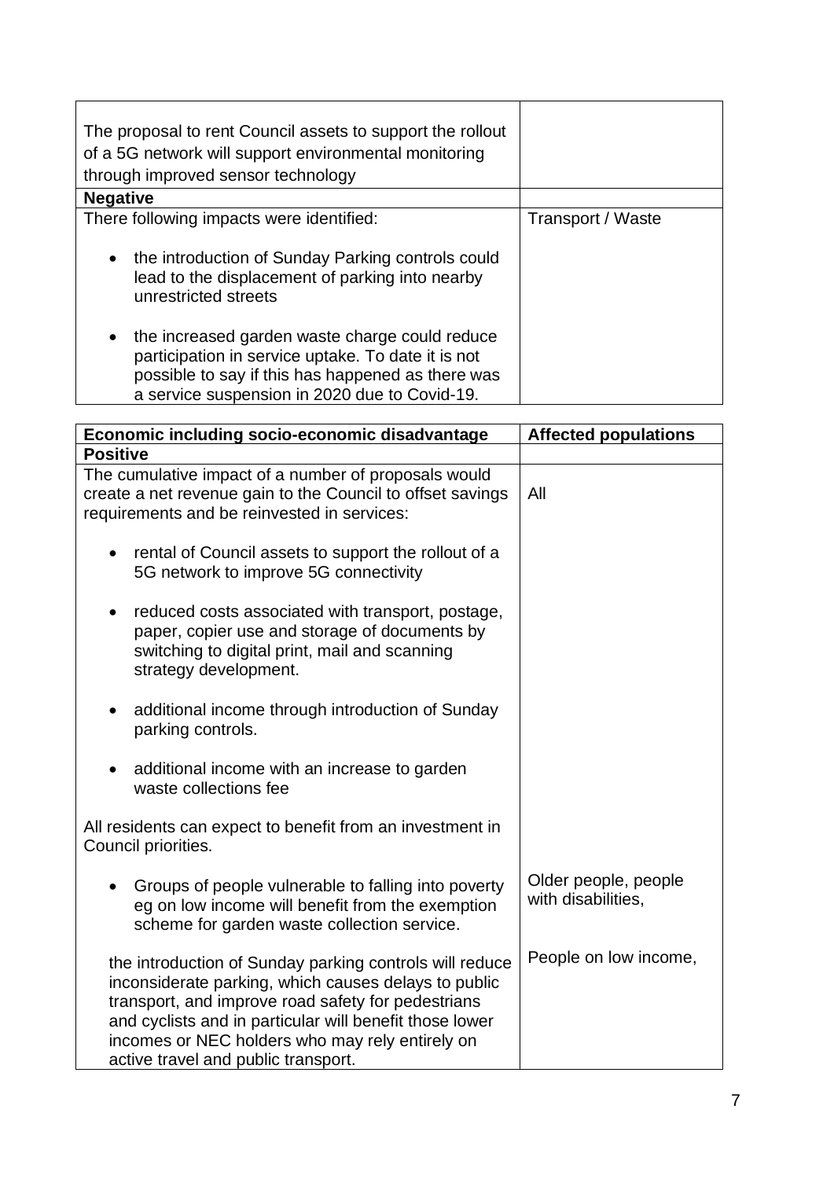| | |
|---|---|
| The proposal to rent Council assets to support the rollout of a 5G network will support environmental monitoring through improved sensor technology | |
| **Negative** | |
| There following impacts were identified:<br><br>• the introduction of Sunday Parking controls could lead to the displacement of parking into nearby unrestricted streets<br><br>• the increased garden waste charge could reduce participation in service uptake. To date it is not possible to say if this has happened as there was a service suspension in 2020 due to Covid-19. | Transport / Waste |

| Economic including socio-economic disadvantage | Affected populations |
|---|---|
| **Positive** | |
| The cumulative impact of a number of proposals would create a net revenue gain to the Council to offset savings requirements and be reinvested in services:<br><br>• rental of Council assets to support the rollout of a 5G network to improve 5G connectivity<br><br>• reduced costs associated with transport, postage, paper, copier use and storage of documents by switching to digital print, mail and scanning strategy development.<br><br>• additional income through introduction of Sunday parking controls.<br><br>• additional income with an increase to garden waste collections fee<br><br>All residents can expect to benefit from an investment in Council priorities. | All |
| • Groups of people vulnerable to falling into poverty eg on low income will benefit from the exemption scheme for garden waste collection service. | Older people, people with disabilities, |
| the introduction of Sunday parking controls will reduce inconsiderate parking, which causes delays to public transport, and improve road safety for pedestrians and cyclists and in particular will benefit those lower incomes or NEC holders who may rely entirely on active travel and public transport. | People on low income, |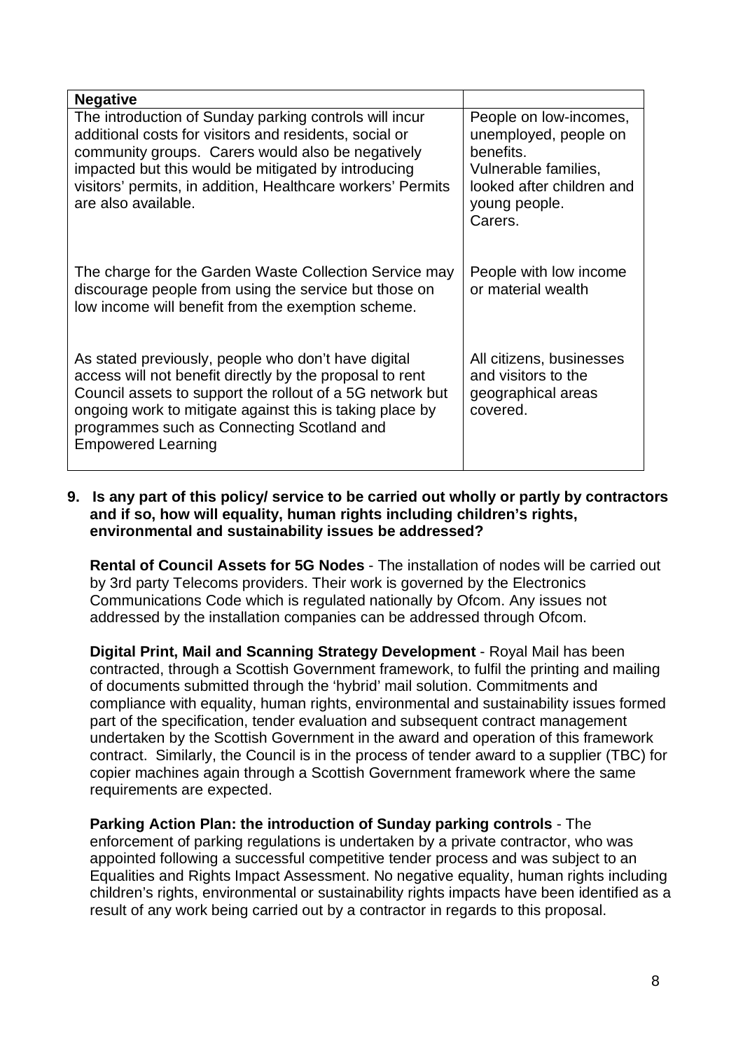| Negative | |
|---|---|
| The introduction of Sunday parking controls will incur additional costs for visitors and residents, social or community groups. Carers would also be negatively impacted but this would be mitigated by introducing visitors' permits, in addition, Healthcare workers' Permits are also available. | People on low-incomes, unemployed, people on benefits.<br>Vulnerable families, looked after children and young people.<br>Carers. |
| The charge for the Garden Waste Collection Service may discourage people from using the service but those on low income will benefit from the exemption scheme. | People with low income or material wealth |
| As stated previously, people who don't have digital access will not benefit directly by the proposal to rent Council assets to support the rollout of a 5G network but ongoing work to mitigate against this is taking place by programmes such as Connecting Scotland and Empowered Learning | All citizens, businesses and visitors to the geographical areas covered. |

**9. Is any part of this policy/ service to be carried out wholly or partly by contractors and if so, how will equality, human rights including children's rights, environmental and sustainability issues be addressed?**

**Rental of Council Assets for 5G Nodes** - The installation of nodes will be carried out by 3rd party Telecoms providers. Their work is governed by the Electronics Communications Code which is regulated nationally by Ofcom. Any issues not addressed by the installation companies can be addressed through Ofcom.

**Digital Print, Mail and Scanning Strategy Development** - Royal Mail has been contracted, through a Scottish Government framework, to fulfil the printing and mailing of documents submitted through the 'hybrid' mail solution. Commitments and compliance with equality, human rights, environmental and sustainability issues formed part of the specification, tender evaluation and subsequent contract management undertaken by the Scottish Government in the award and operation of this framework contract. Similarly, the Council is in the process of tender award to a supplier (TBC) for copier machines again through a Scottish Government framework where the same requirements are expected.

**Parking Action Plan: the introduction of Sunday parking controls** - The enforcement of parking regulations is undertaken by a private contractor, who was appointed following a successful competitive tender process and was subject to an Equalities and Rights Impact Assessment. No negative equality, human rights including children's rights, environmental or sustainability rights impacts have been identified as a result of any work being carried out by a contractor in regards to this proposal.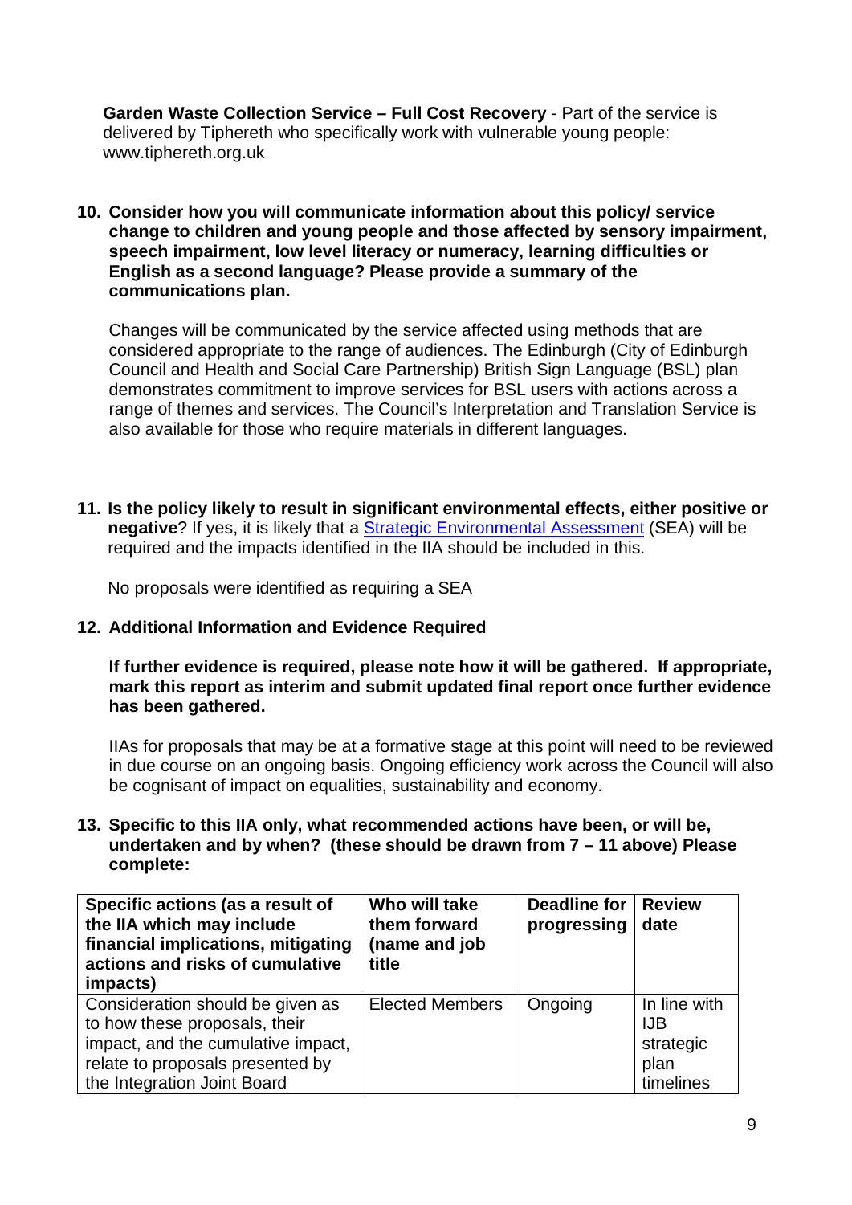**Garden Waste Collection Service – Full Cost Recovery** - Part of the service is delivered by Tiphereth who specifically work with vulnerable young people: www.tiphereth.org.uk

**10. Consider how you will communicate information about this policy/ service change to children and young people and those affected by sensory impairment, speech impairment, low level literacy or numeracy, learning difficulties or English as a second language? Please provide a summary of the communications plan.**

Changes will be communicated by the service affected using methods that are considered appropriate to the range of audiences. The Edinburgh (City of Edinburgh Council and Health and Social Care Partnership) British Sign Language (BSL) plan demonstrates commitment to improve services for BSL users with actions across a range of themes and services. The Council's Interpretation and Translation Service is also available for those who require materials in different languages.

**11. Is the policy likely to result in significant environmental effects, either positive or negative**? If yes, it is likely that a [Strategic Environmental Assessment](#) (SEA) will be required and the impacts identified in the IIA should be included in this.

No proposals were identified as requiring a SEA

**12. Additional Information and Evidence Required**

**If further evidence is required, please note how it will be gathered. If appropriate, mark this report as interim and submit updated final report once further evidence has been gathered.**

IIAs for proposals that may be at a formative stage at this point will need to be reviewed in due course on an ongoing basis. Ongoing efficiency work across the Council will also be cognisant of impact on equalities, sustainability and economy.

**13. Specific to this IIA only, what recommended actions have been, or will be, undertaken and by when? (these should be drawn from 7 – 11 above) Please complete:**

| Specific actions (as a result of the IIA which may include financial implications, mitigating actions and risks of cumulative impacts) | Who will take them forward (name and job title | Deadline for progressing | Review date |
|---|---|---|---|
| Consideration should be given as to how these proposals, their impact, and the cumulative impact, relate to proposals presented by the Integration Joint Board | Elected Members | Ongoing | In line with IJB strategic plan timelines |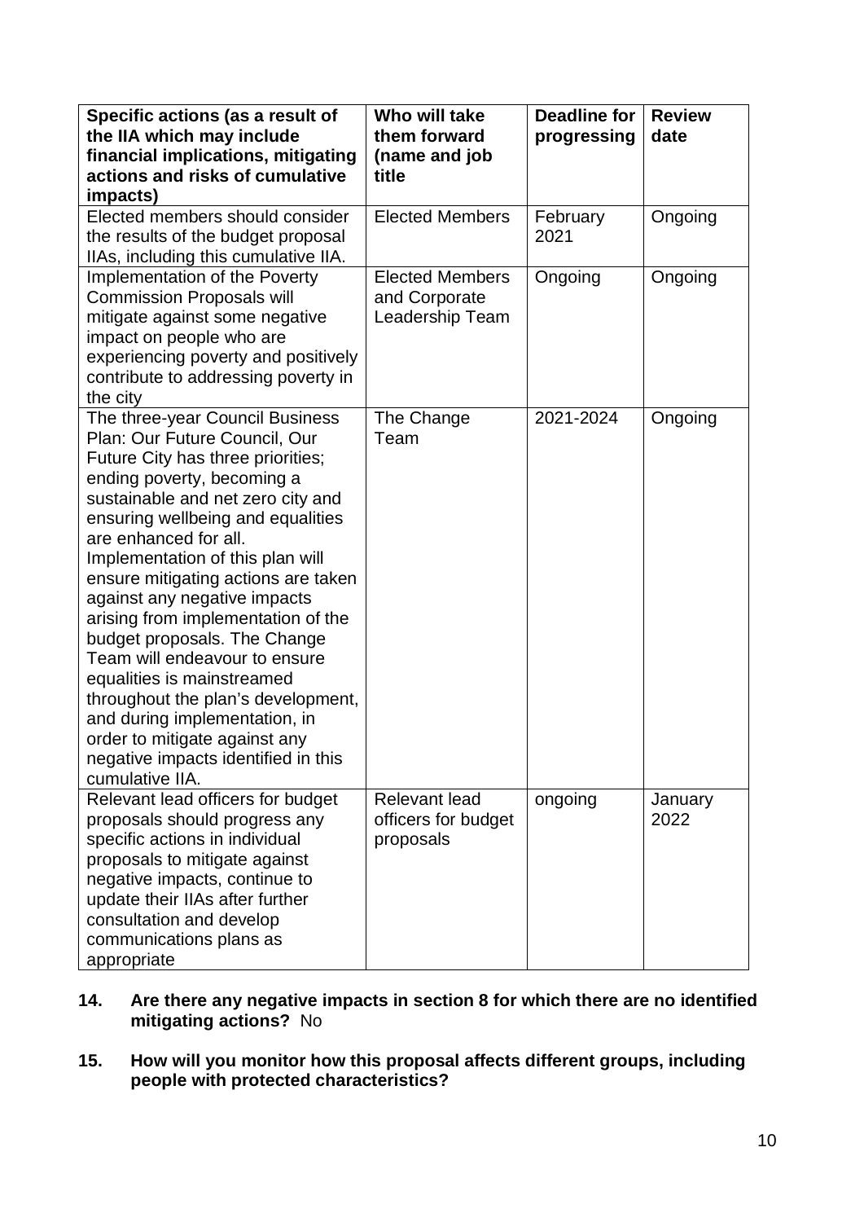| Specific actions (as a result of the IIA which may include financial implications, mitigating actions and risks of cumulative impacts) | Who will take them forward (name and job title | Deadline for progressing | Review date |
|---|---|---|---|
| Elected members should consider the results of the budget proposal IIAs, including this cumulative IIA. | Elected Members | February 2021 | Ongoing |
| Implementation of the Poverty Commission Proposals will mitigate against some negative impact on people who are experiencing poverty and positively contribute to addressing poverty in the city | Elected Members and Corporate Leadership Team | Ongoing | Ongoing |
| The three-year Council Business Plan: Our Future Council, Our Future City has three priorities; ending poverty, becoming a sustainable and net zero city and ensuring wellbeing and equalities are enhanced for all. Implementation of this plan will ensure mitigating actions are taken against any negative impacts arising from implementation of the budget proposals. The Change Team will endeavour to ensure equalities is mainstreamed throughout the plan's development, and during implementation, in order to mitigate against any negative impacts identified in this cumulative IIA. | The Change Team | 2021-2024 | Ongoing |
| Relevant lead officers for budget proposals should progress any specific actions in individual proposals to mitigate against negative impacts, continue to update their IIAs after further consultation and develop communications plans as appropriate | Relevant lead officers for budget proposals | ongoing | January 2022 |

**14. Are there any negative impacts in section 8 for which there are no identified mitigating actions?** No

**15. How will you monitor how this proposal affects different groups, including people with protected characteristics?**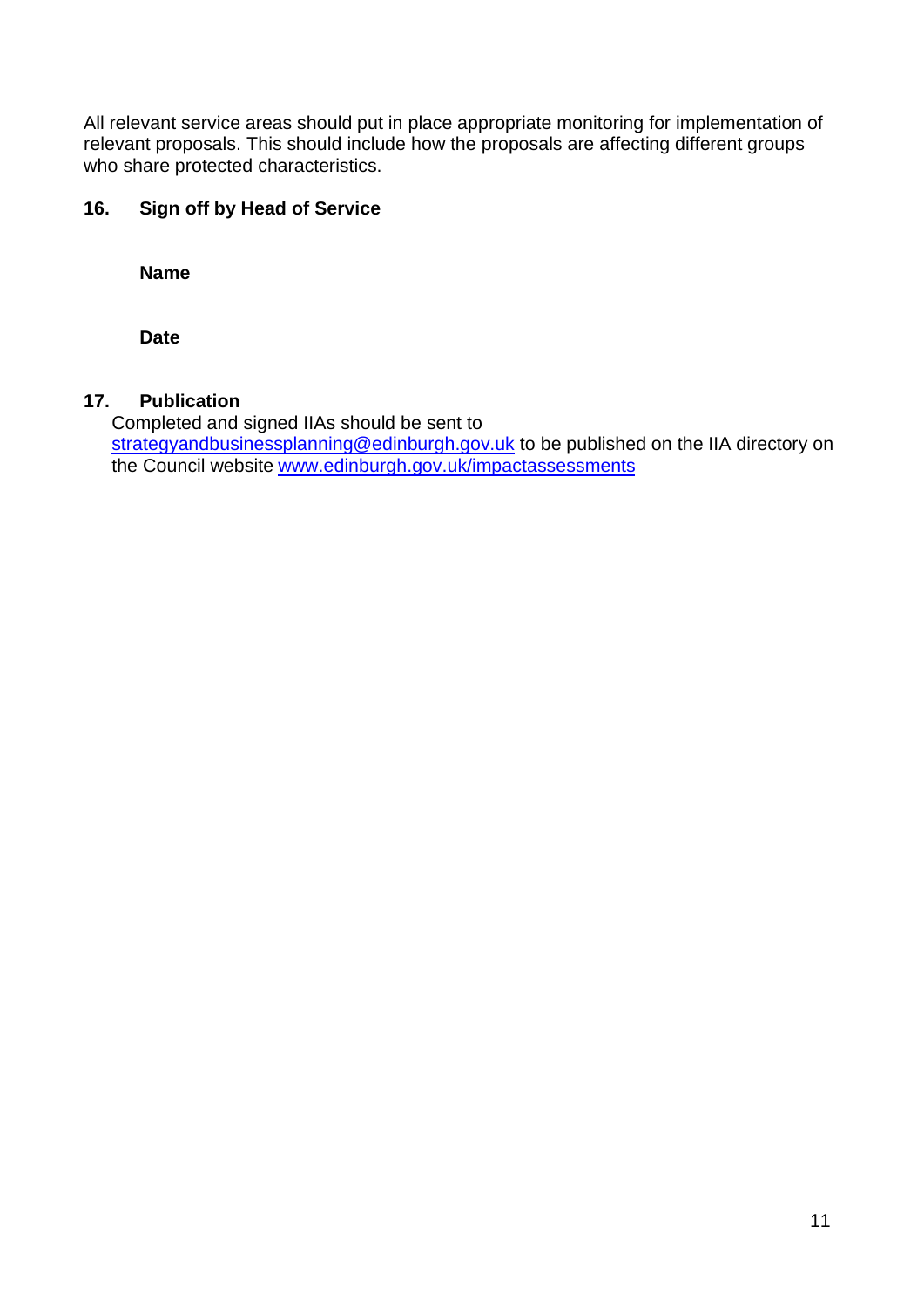All relevant service areas should put in place appropriate monitoring for implementation of relevant proposals. This should include how the proposals are affecting different groups who share protected characteristics.

## 16. Sign off by Head of Service

**Name**

**Date**

## 17. Publication

Completed and signed IIAs should be sent to strategyandbusinessplanning@edinburgh.gov.uk to be published on the IIA directory on the Council website www.edinburgh.gov.uk/impactassessments